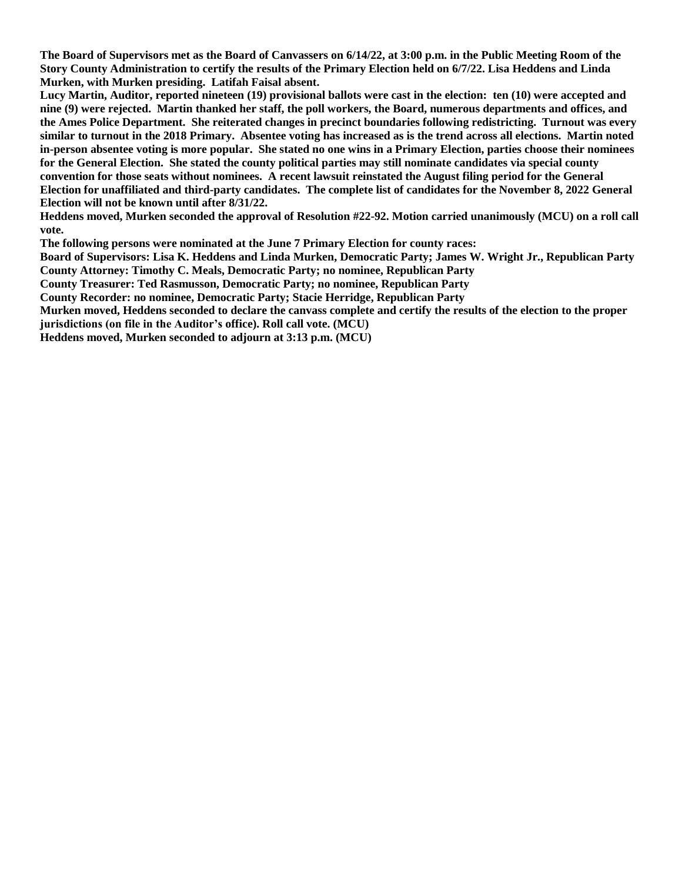**The Board of Supervisors met as the Board of Canvassers on 6/14/22, at 3:00 p.m. in the Public Meeting Room of the Story County Administration to certify the results of the Primary Election held on 6/7/22. Lisa Heddens and Linda Murken, with Murken presiding. Latifah Faisal absent.**

**Lucy Martin, Auditor, reported nineteen (19) provisional ballots were cast in the election: ten (10) were accepted and nine (9) were rejected. Martin thanked her staff, the poll workers, the Board, numerous departments and offices, and the Ames Police Department. She reiterated changes in precinct boundaries following redistricting. Turnout was every similar to turnout in the 2018 Primary. Absentee voting has increased as is the trend across all elections. Martin noted in-person absentee voting is more popular. She stated no one wins in a Primary Election, parties choose their nominees for the General Election. She stated the county political parties may still nominate candidates via special county convention for those seats without nominees. A recent lawsuit reinstated the August filing period for the General Election for unaffiliated and third-party candidates. The complete list of candidates for the November 8, 2022 General Election will not be known until after 8/31/22.**

**Heddens moved, Murken seconded the approval of Resolution #22-92. Motion carried unanimously (MCU) on a roll call vote.**

**The following persons were nominated at the June 7 Primary Election for county races:**

**Board of Supervisors: Lisa K. Heddens and Linda Murken, Democratic Party; James W. Wright Jr., Republican Party**

**County Attorney: Timothy C. Meals, Democratic Party; no nominee, Republican Party**

**County Treasurer: Ted Rasmusson, Democratic Party; no nominee, Republican Party**

**County Recorder: no nominee, Democratic Party; Stacie Herridge, Republican Party**

**Murken moved, Heddens seconded to declare the canvass complete and certify the results of the election to the proper jurisdictions (on file in the Auditor's office). Roll call vote. (MCU)**

**Heddens moved, Murken seconded to adjourn at 3:13 p.m. (MCU)**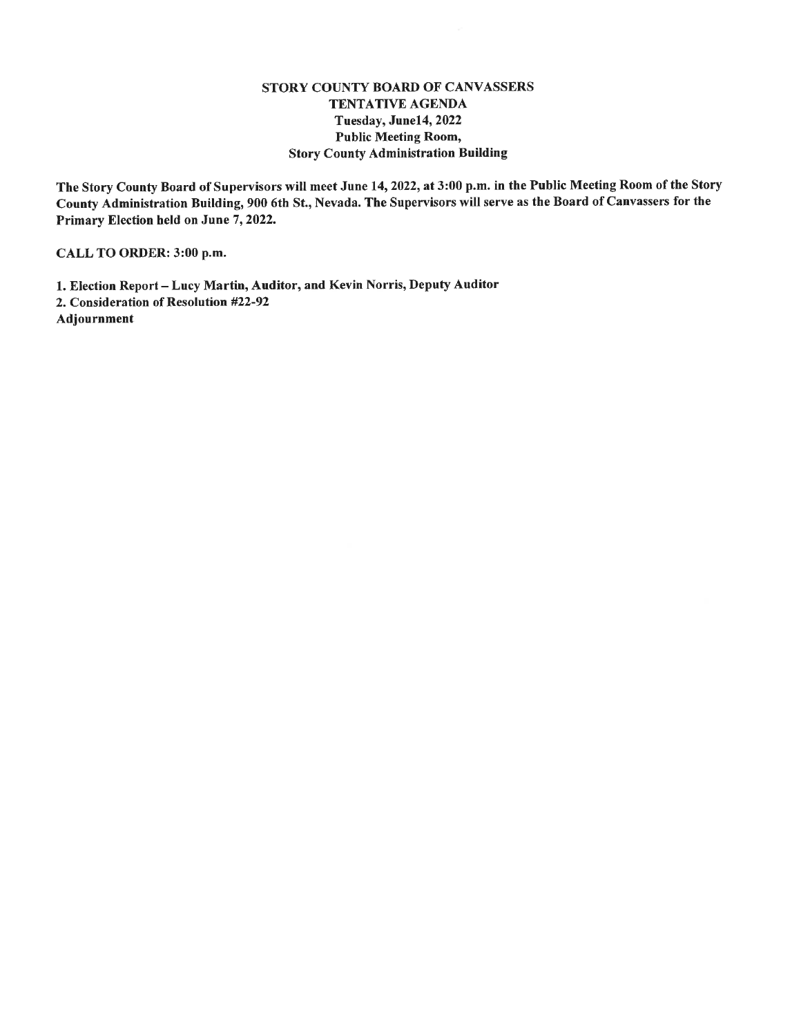# STORY COUNTY BOARD OF CANVASSERS
## TENTATIVE AGENDA
### Tuesday, June14, 2022
### Public Meeting Room,
### Story County Administration Building

**The Story County Board of Supervisors will meet June 14, 2022, at 3:00 p.m. in the Public Meeting Room of the Story County Administration Building, 900 6th St., Nevada. The Supervisors will serve as the Board of Canvassers for the Primary Election held on June 7, 2022.**

**CALL TO ORDER: 3:00 p.m.**

**1. Election Report – Lucy Martin, Auditor, and Kevin Norris, Deputy Auditor**
**2. Consideration of Resolution #22-92**
**Adjournment**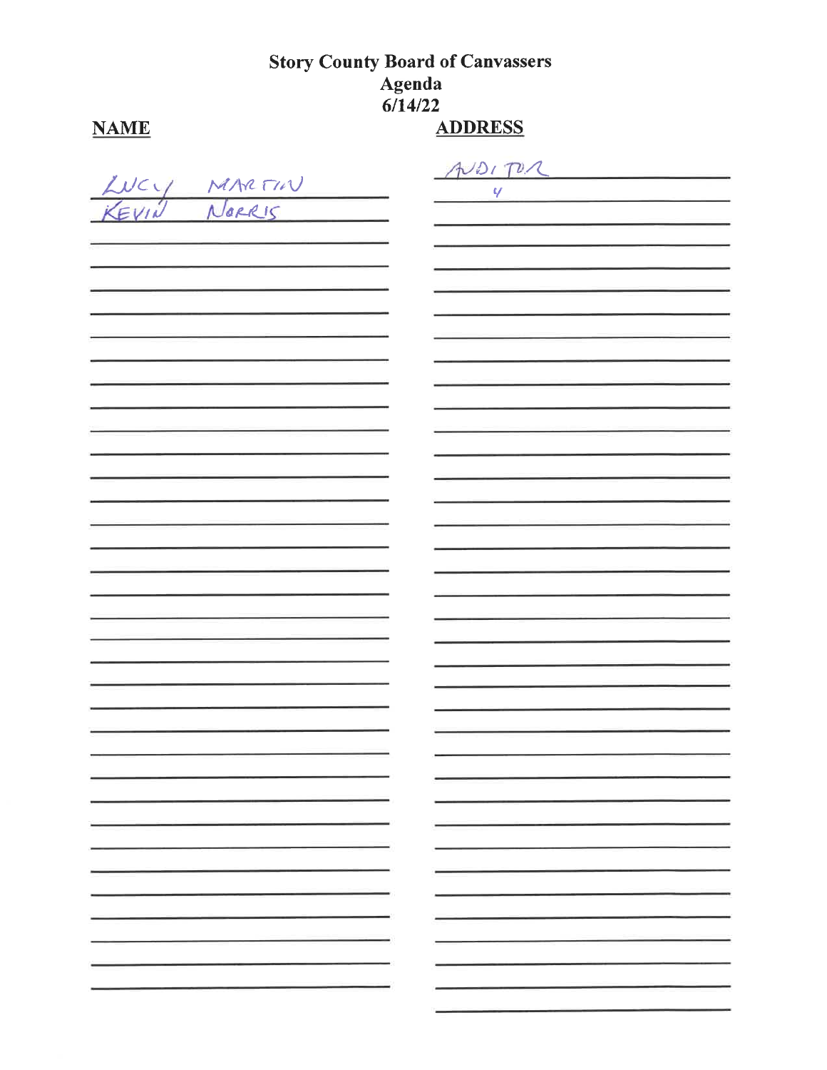# Story County Board of Canvassers
## Agenda
## 6/14/22

| NAME | ADDRESS |
| --- | --- |
| LUCY MARTIN | AUDITOR |
| KEVIN NORRIS | 4 |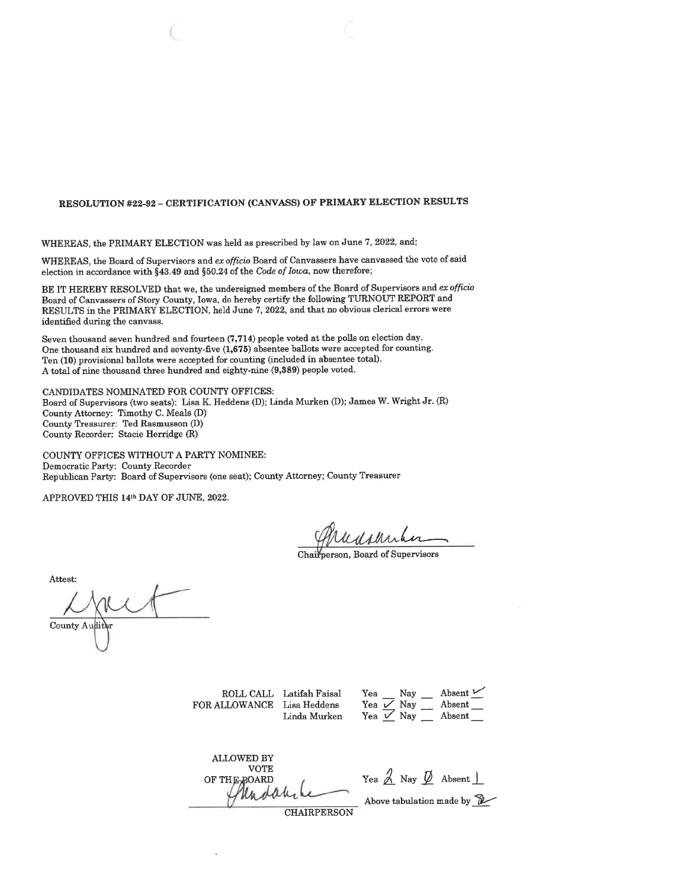**RESOLUTION #22-92 – CERTIFICATION (CANVASS) OF PRIMARY ELECTION RESULTS**

WHEREAS, the PRIMARY ELECTION was held as prescribed by law on June 7, 2022, and;

WHEREAS, the Board of Supervisors and *ex officio* Board of Canvassers have canvassed the vote of said election in accordance with §43.49 and §50.24 of the *Code of Iowa*, now therefore;

BE IT HEREBY RESOLVED that we, the undersigned members of the Board of Supervisors and *ex officio* Board of Canvassers of Story County, Iowa, do hereby certify the following TURNOUT REPORT and RESULTS in the PRIMARY ELECTION, held June 7, 2022, and that no obvious clerical errors were identified during the canvass.

Seven thousand seven hundred and fourteen (**7,714**) people voted at the polls on election day.
One thousand six hundred and seventy-five (**1,675**) absentee ballots were accepted for counting.
Ten (**10**) provisional ballots were accepted for counting (included in absentee total).
A total of nine thousand three hundred and eighty-nine (**9,389**) people voted.

CANDIDATES NOMINATED FOR COUNTY OFFICES:
Board of Supervisors (two seats): Lisa K. Heddens (D); Linda Murken (D); James W. Wright Jr. (R)
County Attorney: Timothy C. Meals (D)
County Treasurer: Ted Rasmusson (D)
County Recorder: Stacie Herridge (R)

COUNTY OFFICES WITHOUT A PARTY NOMINEE:
Democratic Party: County Recorder
Republican Party: Board of Supervisors (one seat); County Attorney; County Treasurer

APPROVED THIS 14th DAY OF JUNE, 2022.

Chairperson, Board of Supervisors

Attest:

County Auditor

| | | | | |
|---|---|---|---|---|
| ROLL CALL | Latifah Faisal | Yea ___ | Nay ___ | Absent ✓ |
| FOR ALLOWANCE | Lisa Heddens | Yea ✓ | Nay ___ | Absent ___ |
| | Linda Murken | Yea ✓ | Nay ___ | Absent ___ |

ALLOWED BY VOTE OF THE BOARD

CHAIRPERSON

Yea 2 Nay Ø Absent 1

Above tabulation made by